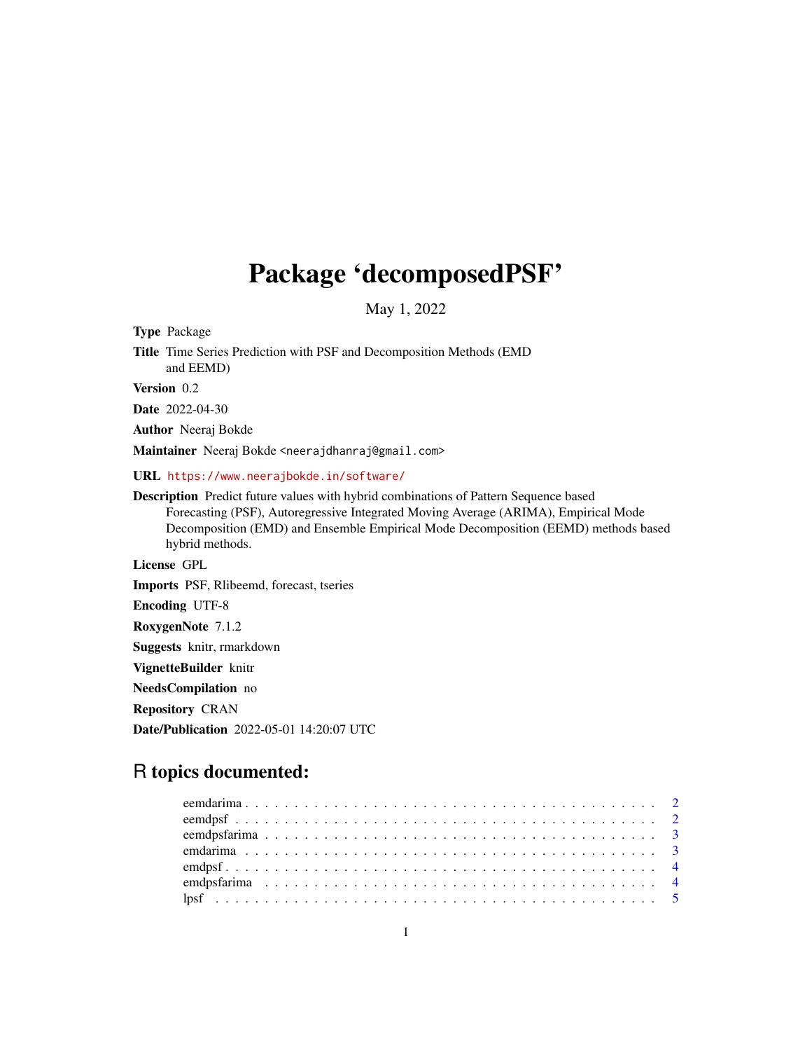# Package 'decomposedPSF'

May 1, 2022

**Type** Package

**Title** Time Series Prediction with PSF and Decomposition Methods (EMD and EEMD)

**Version** 0.2

**Date** 2022-04-30

**Author** Neeraj Bokde

**Maintainer** Neeraj Bokde <neerajdhanraj@gmail.com>

**URL** https://www.neerajbokde.in/software/

**Description** Predict future values with hybrid combinations of Pattern Sequence based Forecasting (PSF), Autoregressive Integrated Moving Average (ARIMA), Empirical Mode Decomposition (EMD) and Ensemble Empirical Mode Decomposition (EEMD) methods based hybrid methods.

**License** GPL

**Imports** PSF, Rlibeemd, forecast, tseries

**Encoding** UTF-8

**RoxygenNote** 7.1.2

**Suggests** knitr, rmarkdown

**VignetteBuilder** knitr

**NeedsCompilation** no

**Repository** CRAN

**Date/Publication** 2022-05-01 14:20:07 UTC

## R topics documented:

- eemdarima . . . . . . . . . . 2
- eemdpsf . . . . . . . . . . 2
- eemdpsfarima . . . . . . . . . . 3
- emdarima . . . . . . . . . . 3
- emdpsf . . . . . . . . . . 4
- emdpsfarima . . . . . . . . . . 4
- lpsf . . . . . . . . . . 5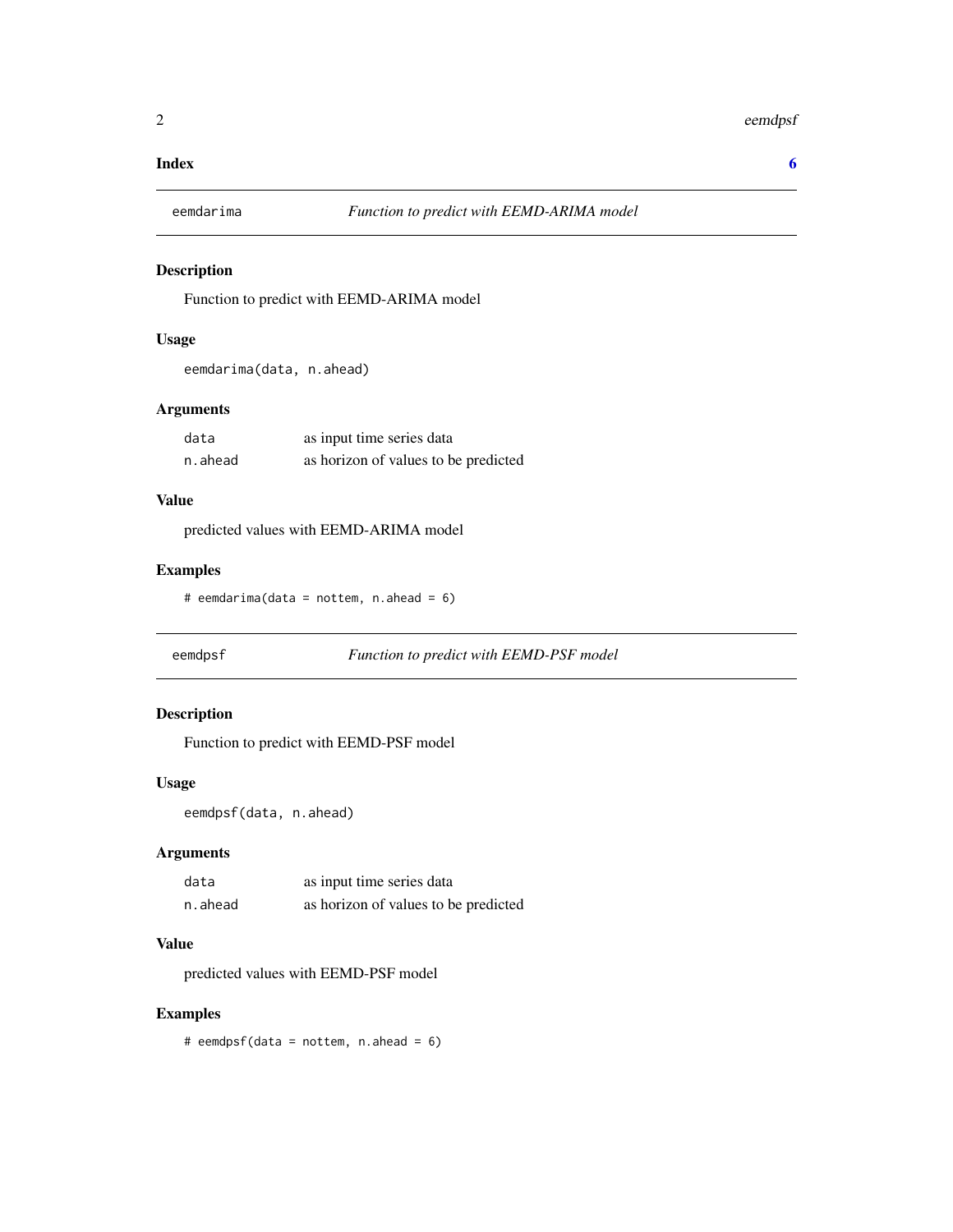## Index 6

## eemdarima — *Function to predict with EEMD-ARIMA model*

### Description

Function to predict with EEMD-ARIMA model

### Usage

```
eemdarima(data, n.ahead)
```

### Arguments

| | |
|---|---|
| data | as input time series data |
| n.ahead | as horizon of values to be predicted |

### Value

predicted values with EEMD-ARIMA model

### Examples

```
# eemdarima(data = nottem, n.ahead = 6)
```

## eemdpsf — *Function to predict with EEMD-PSF model*

### Description

Function to predict with EEMD-PSF model

### Usage

```
eemdpsf(data, n.ahead)
```

### Arguments

| | |
|---|---|
| data | as input time series data |
| n.ahead | as horizon of values to be predicted |

### Value

predicted values with EEMD-PSF model

### Examples

```
# eemdpsf(data = nottem, n.ahead = 6)
```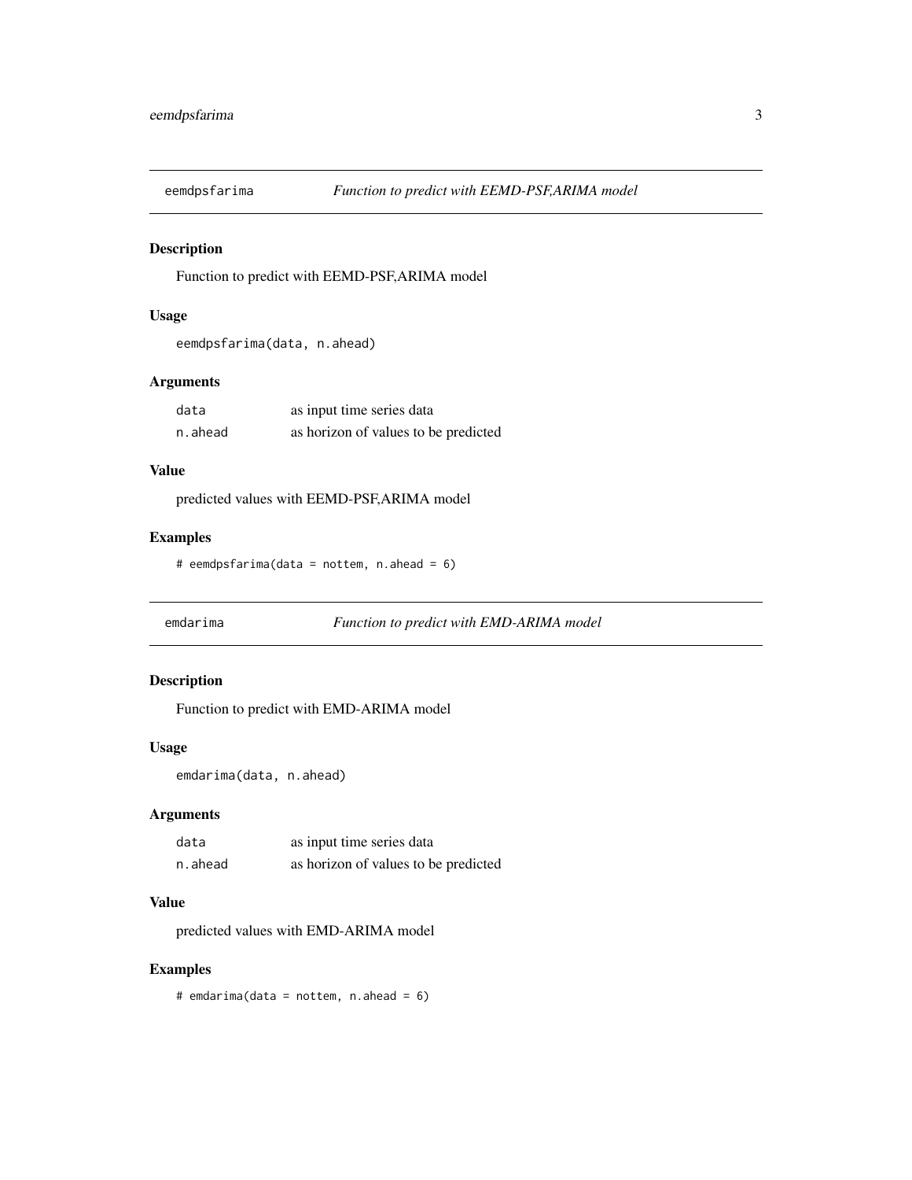## eemdpsfarima *Function to predict with EEMD-PSF,ARIMA model*

### Description

Function to predict with EEMD-PSF,ARIMA model

### Usage

```
eemdpsfarima(data, n.ahead)
```

### Arguments

| | |
|---|---|
| data | as input time series data |
| n.ahead | as horizon of values to be predicted |

### Value

predicted values with EEMD-PSF,ARIMA model

### Examples

```
# eemdpsfarima(data = nottem, n.ahead = 6)
```

## emdarima *Function to predict with EMD-ARIMA model*

### Description

Function to predict with EMD-ARIMA model

### Usage

```
emdarima(data, n.ahead)
```

### Arguments

| | |
|---|---|
| data | as input time series data |
| n.ahead | as horizon of values to be predicted |

### Value

predicted values with EMD-ARIMA model

### Examples

```
# emdarima(data = nottem, n.ahead = 6)
```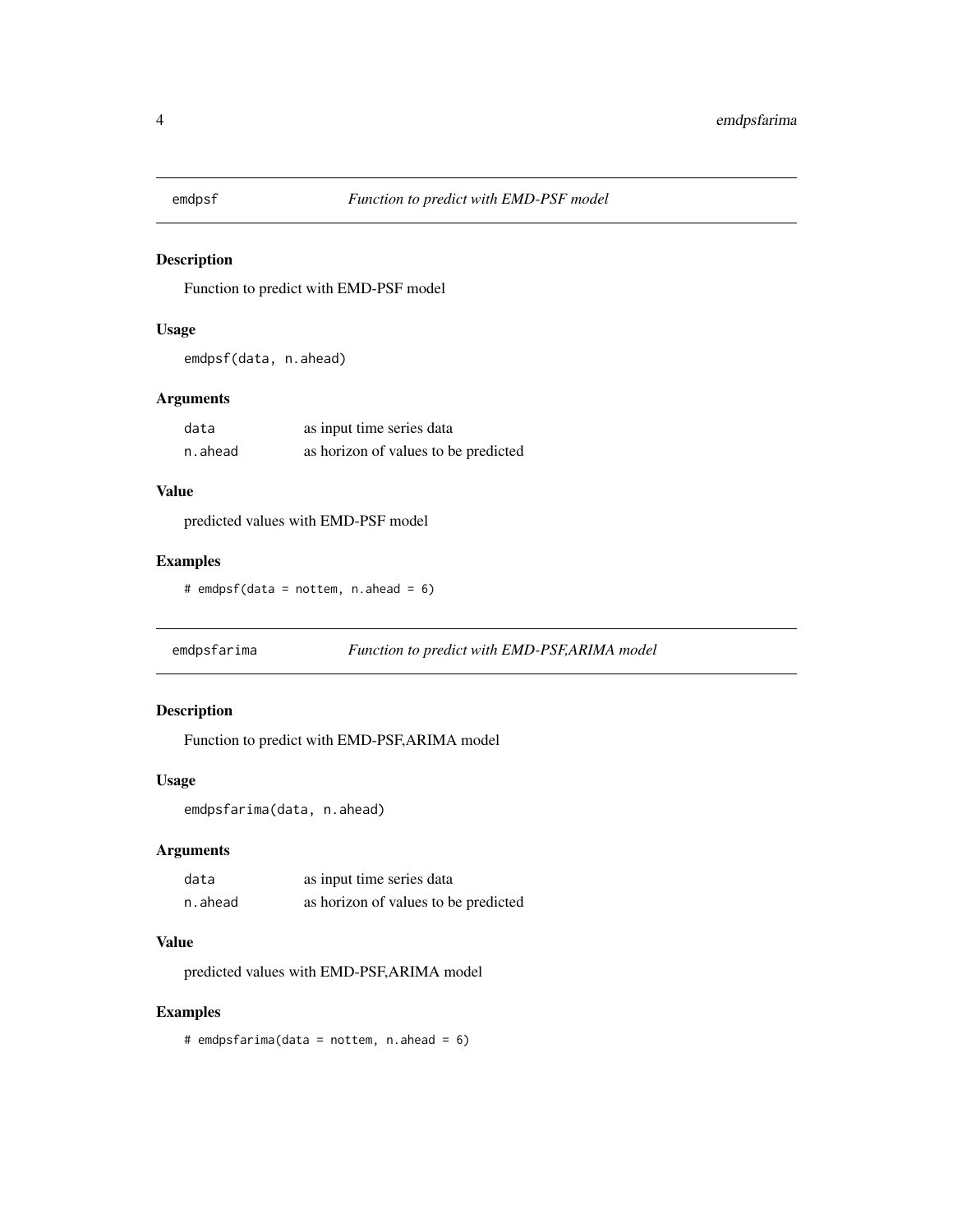## emdpsf — *Function to predict with EMD-PSF model*

### Description

Function to predict with EMD-PSF model

### Usage

```
emdpsf(data, n.ahead)
```

### Arguments

| | |
|---|---|
| `data` | as input time series data |
| `n.ahead` | as horizon of values to be predicted |

### Value

predicted values with EMD-PSF model

### Examples

```
# emdpsf(data = nottem, n.ahead = 6)
```

## emdpsfarima — *Function to predict with EMD-PSF,ARIMA model*

### Description

Function to predict with EMD-PSF,ARIMA model

### Usage

```
emdpsfarima(data, n.ahead)
```

### Arguments

| | |
|---|---|
| `data` | as input time series data |
| `n.ahead` | as horizon of values to be predicted |

### Value

predicted values with EMD-PSF,ARIMA model

### Examples

```
# emdpsfarima(data = nottem, n.ahead = 6)
```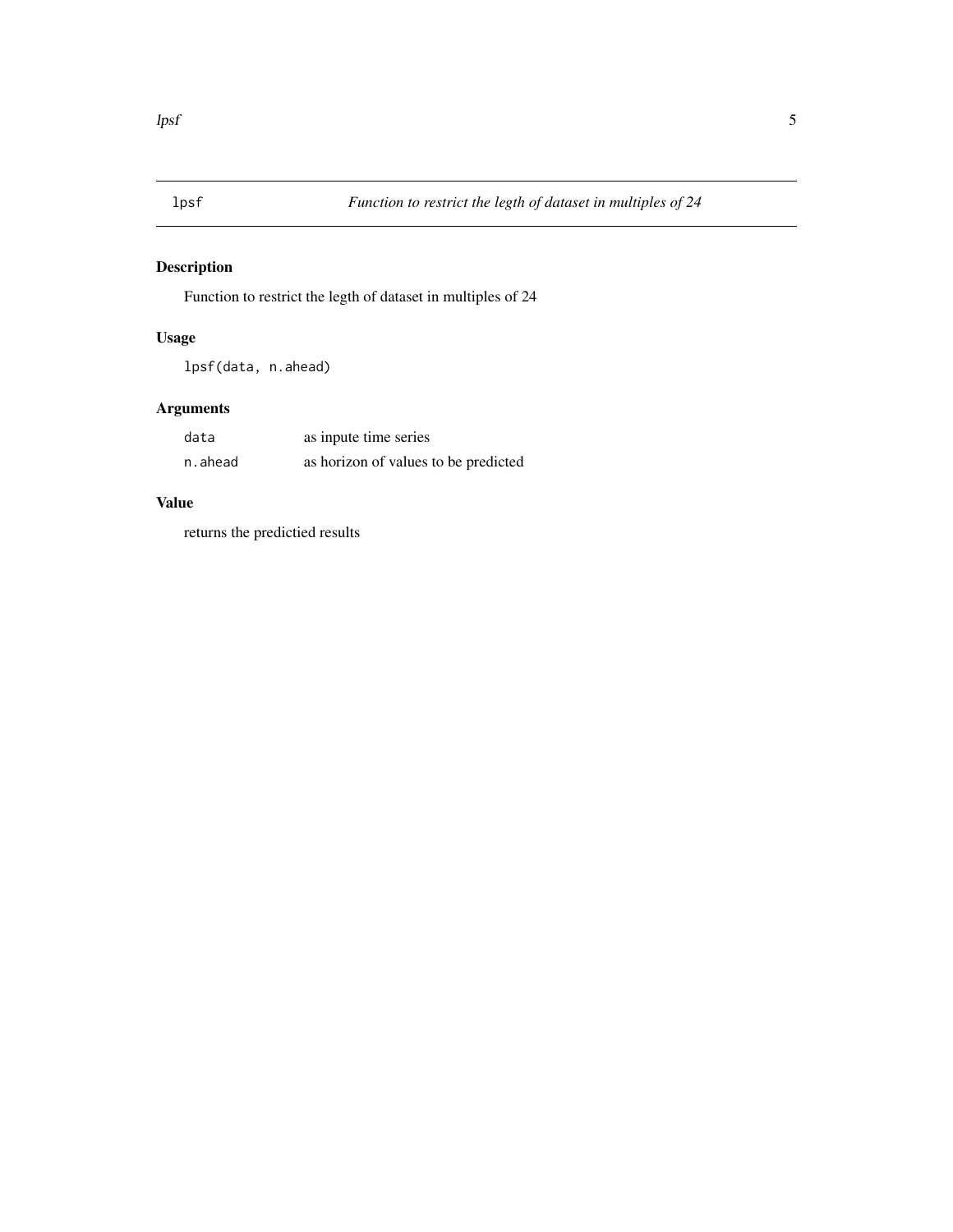## lpsf — *Function to restrict the legth of dataset in multiples of 24*

### Description

Function to restrict the legth of dataset in multiples of 24

### Usage

```
lpsf(data, n.ahead)
```

### Arguments

| | |
|---|---|
| `data` | as inpute time series |
| `n.ahead` | as horizon of values to be predicted |

### Value

returns the predictied results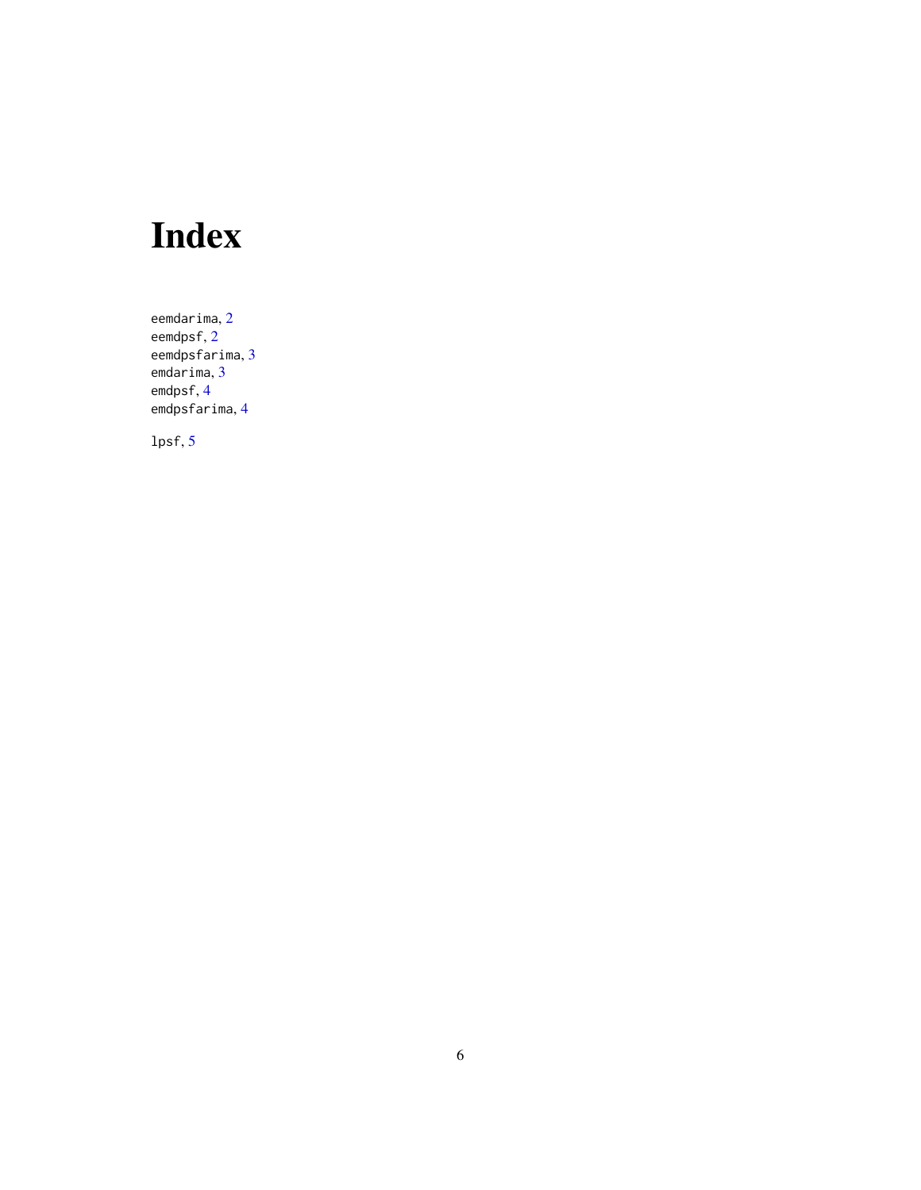# Index

eemdarima, 2
eemdpsf, 2
eemdpsfarima, 3
emdarima, 3
emdpsf, 4
emdpsfarima, 4

lpsf, 5